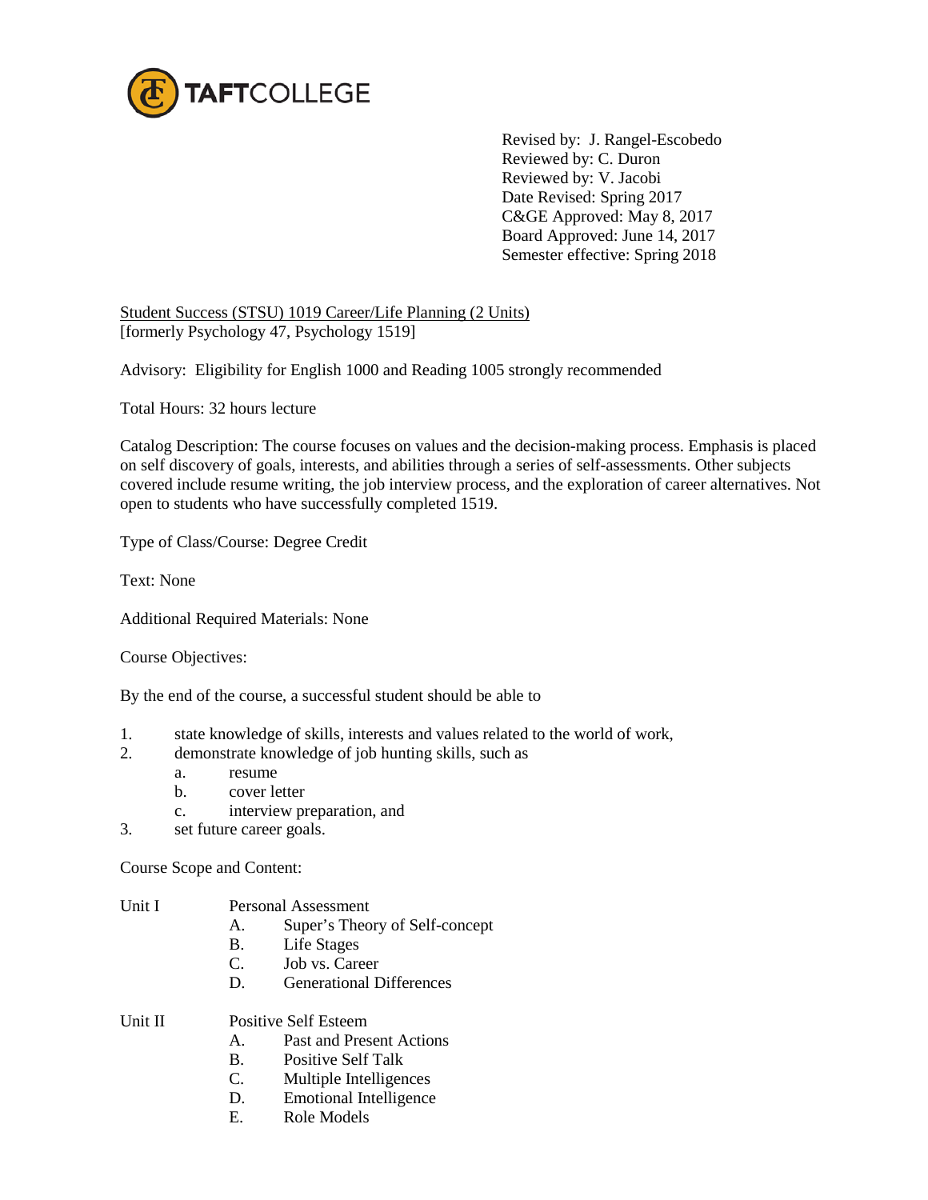TAFTCOLLEGE

Revised by: J. Rangel-Escobedo
Reviewed by: C. Duron
Reviewed by: V. Jacobi
Date Revised: Spring 2017
C&GE Approved: May 8, 2017
Board Approved: June 14, 2017
Semester effective: Spring 2018

Student Success (STSU) 1019 Career/Life Planning (2 Units)
[formerly Psychology 47, Psychology 1519]

Advisory: Eligibility for English 1000 and Reading 1005 strongly recommended

Total Hours: 32 hours lecture

Catalog Description: The course focuses on values and the decision-making process. Emphasis is placed on self discovery of goals, interests, and abilities through a series of self-assessments. Other subjects covered include resume writing, the job interview process, and the exploration of career alternatives. Not open to students who have successfully completed 1519.

Type of Class/Course: Degree Credit

Text: None

Additional Required Materials: None

Course Objectives:

By the end of the course, a successful student should be able to

1. state knowledge of skills, interests and values related to the world of work,
2. demonstrate knowledge of job hunting skills, such as
   a. resume
   b. cover letter
   c. interview preparation, and
3. set future career goals.

Course Scope and Content:

Unit I Personal Assessment
- A. Super's Theory of Self-concept
- B. Life Stages
- C. Job vs. Career
- D. Generational Differences

Unit II Positive Self Esteem
- A. Past and Present Actions
- B. Positive Self Talk
- C. Multiple Intelligences
- D. Emotional Intelligence
- E. Role Models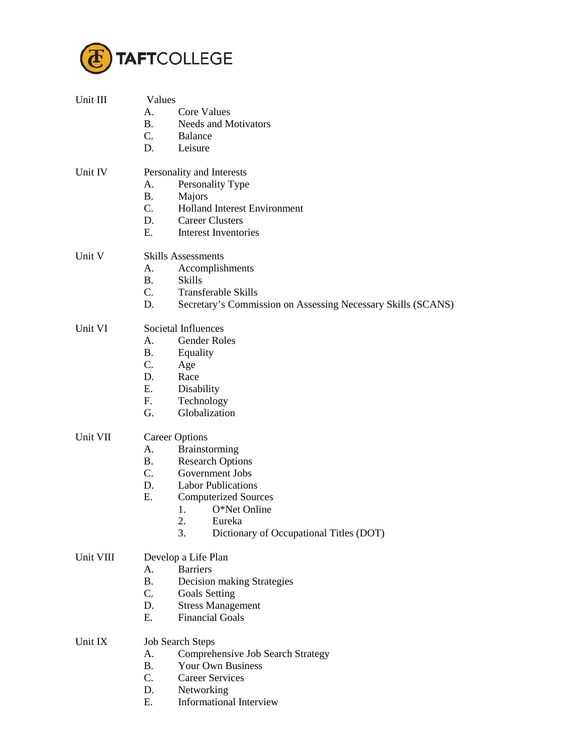Unit III Values

A. Core Values
B. Needs and Motivators
C. Balance
D. Leisure

Unit IV Personality and Interests

A. Personality Type
B. Majors
C. Holland Interest Environment
D. Career Clusters
E. Interest Inventories

Unit V Skills Assessments

A. Accomplishments
B. Skills
C. Transferable Skills
D. Secretary's Commission on Assessing Necessary Skills (SCANS)

Unit VI Societal Influences

A. Gender Roles
B. Equality
C. Age
D. Race
E. Disability
F. Technology
G. Globalization

Unit VII Career Options

A. Brainstorming
B. Research Options
C. Government Jobs
D. Labor Publications
E. Computerized Sources
   1. O*Net Online
   2. Eureka
   3. Dictionary of Occupational Titles (DOT)

Unit VIII Develop a Life Plan

A. Barriers
B. Decision making Strategies
C. Goals Setting
D. Stress Management
E. Financial Goals

Unit IX Job Search Steps

A. Comprehensive Job Search Strategy
B. Your Own Business
C. Career Services
D. Networking
E. Informational Interview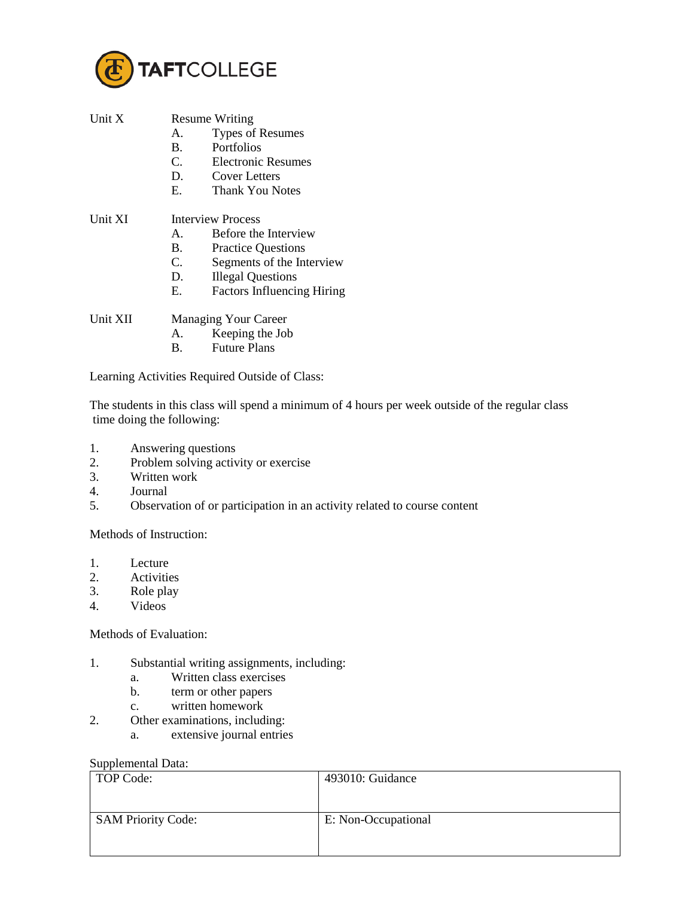Unit X Resume Writing

- A. Types of Resumes
- B. Portfolios
- C. Electronic Resumes
- D. Cover Letters
- E. Thank You Notes

Unit XI Interview Process

- A. Before the Interview
- B. Practice Questions
- C. Segments of the Interview
- D. Illegal Questions
- E. Factors Influencing Hiring

Unit XII Managing Your Career

- A. Keeping the Job
- B. Future Plans

Learning Activities Required Outside of Class:

The students in this class will spend a minimum of 4 hours per week outside of the regular class time doing the following:

1. Answering questions
2. Problem solving activity or exercise
3. Written work
4. Journal
5. Observation of or participation in an activity related to course content

Methods of Instruction:

1. Lecture
2. Activities
3. Role play
4. Videos

Methods of Evaluation:

1. Substantial writing assignments, including:
   - a. Written class exercises
   - b. term or other papers
   - c. written homework
2. Other examinations, including:
   - a. extensive journal entries

Supplemental Data:

| TOP Code: | 493010: Guidance |
|---|---|
| SAM Priority Code: | E: Non-Occupational |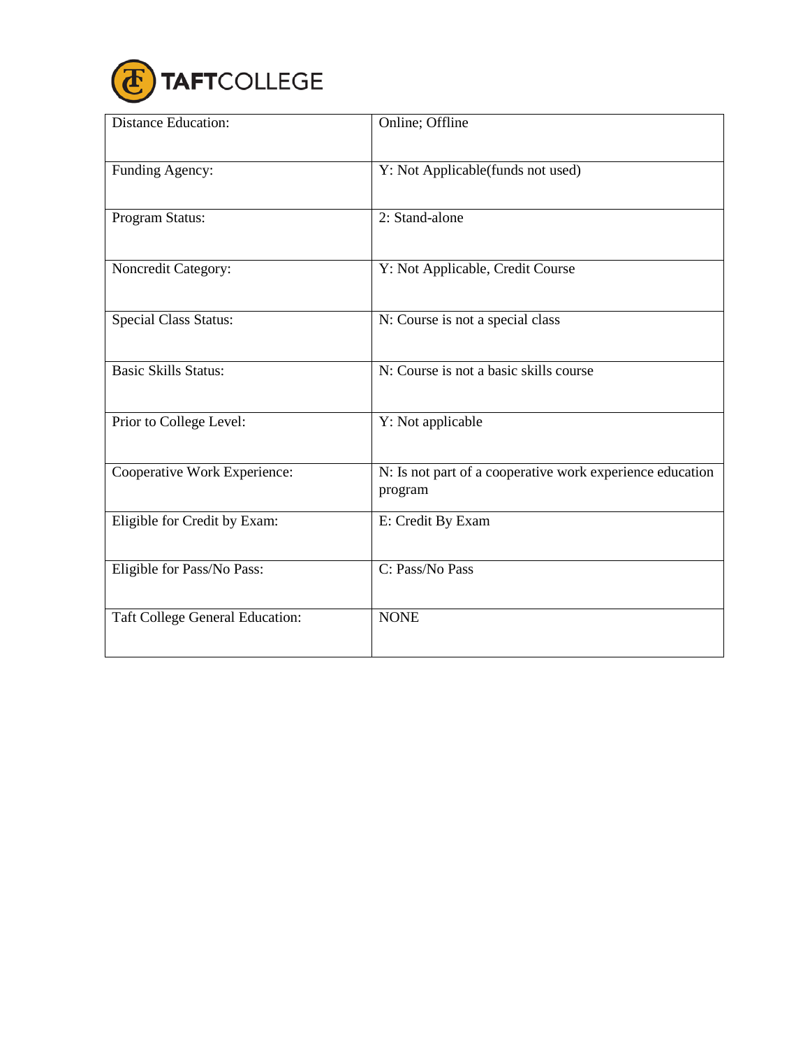| | |
|---|---|
| Distance Education: | Online; Offline |
| Funding Agency: | Y: Not Applicable(funds not used) |
| Program Status: | 2: Stand-alone |
| Noncredit Category: | Y: Not Applicable, Credit Course |
| Special Class Status: | N: Course is not a special class |
| Basic Skills Status: | N: Course is not a basic skills course |
| Prior to College Level: | Y: Not applicable |
| Cooperative Work Experience: | N: Is not part of a cooperative work experience education program |
| Eligible for Credit by Exam: | E: Credit By Exam |
| Eligible for Pass/No Pass: | C: Pass/No Pass |
| Taft College General Education: | NONE |